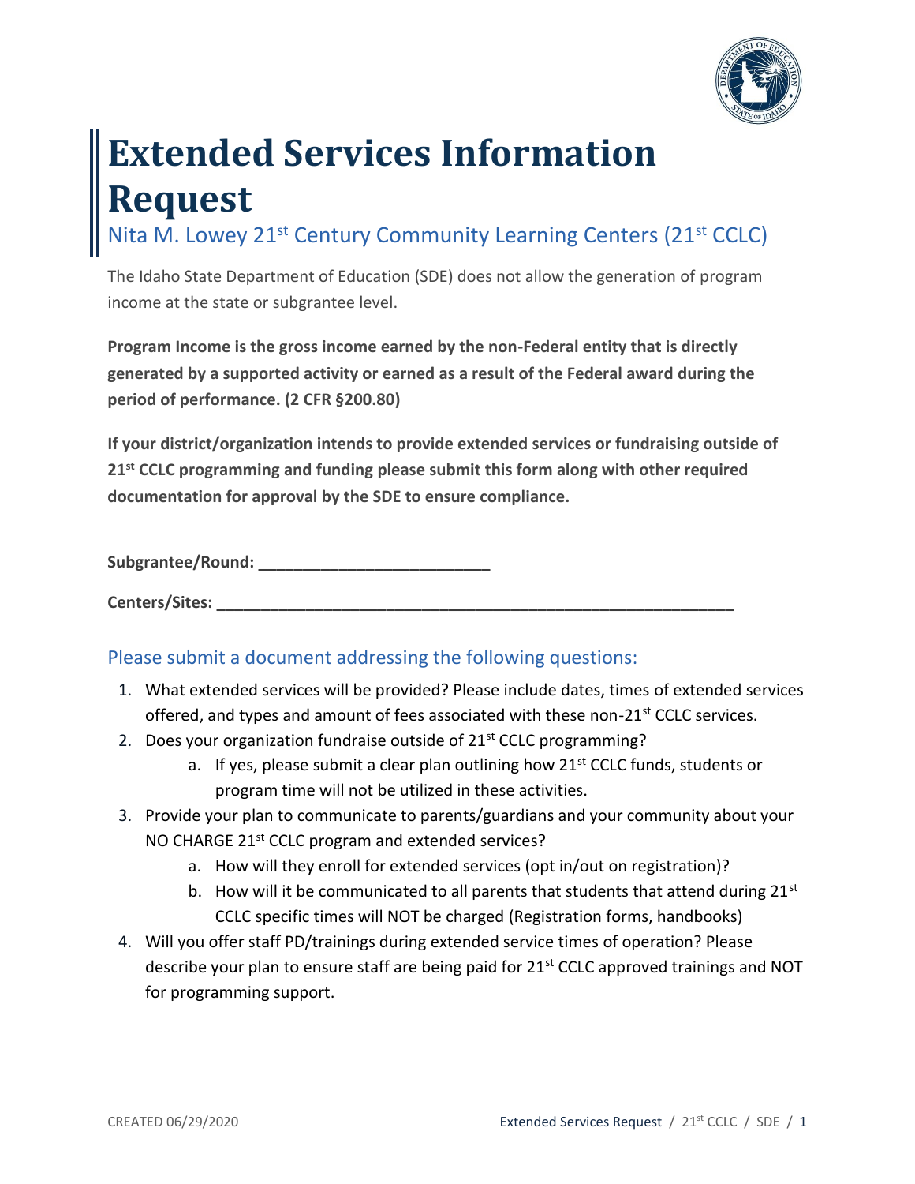# Extended Services Information Request

## Nita M. Lowey 21st Century Community Learning Centers (21st CCLC)

The Idaho State Department of Education (SDE) does not allow the generation of program income at the state or subgrantee level.

**Program Income is the gross income earned by the non-Federal entity that is directly generated by a supported activity or earned as a result of the Federal award during the period of performance. (2 CFR §200.80)**

**If your district/organization intends to provide extended services or fundraising outside of 21st CCLC programming and funding please submit this form along with other required documentation for approval by the SDE to ensure compliance.**

**Subgrantee/Round:** ___________________________

**Centers/Sites:** ____________________________________________________________

### Please submit a document addressing the following questions:

1. What extended services will be provided? Please include dates, times of extended services offered, and types and amount of fees associated with these non-21st CCLC services.
2. Does your organization fundraise outside of 21st CCLC programming?
   a. If yes, please submit a clear plan outlining how 21st CCLC funds, students or program time will not be utilized in these activities.
3. Provide your plan to communicate to parents/guardians and your community about your NO CHARGE 21st CCLC program and extended services?
   a. How will they enroll for extended services (opt in/out on registration)?
   b. How will it be communicated to all parents that students that attend during 21st CCLC specific times will NOT be charged (Registration forms, handbooks)
4. Will you offer staff PD/trainings during extended service times of operation? Please describe your plan to ensure staff are being paid for 21st CCLC approved trainings and NOT for programming support.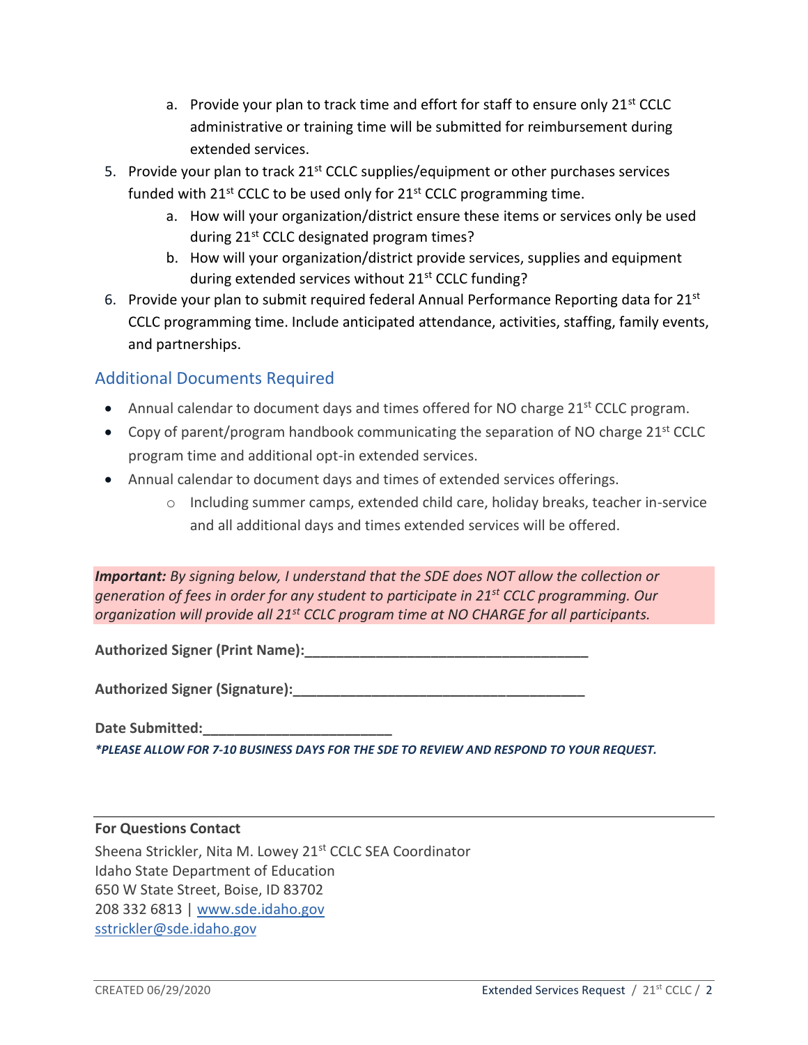a. Provide your plan to track time and effort for staff to ensure only 21st CCLC administrative or training time will be submitted for reimbursement during extended services.

5. Provide your plan to track 21st CCLC supplies/equipment or other purchases services funded with 21st CCLC to be used only for 21st CCLC programming time.
   a. How will your organization/district ensure these items or services only be used during 21st CCLC designated program times?
   b. How will your organization/district provide services, supplies and equipment during extended services without 21st CCLC funding?
6. Provide your plan to submit required federal Annual Performance Reporting data for 21st CCLC programming time. Include anticipated attendance, activities, staffing, family events, and partnerships.

## Additional Documents Required

- Annual calendar to document days and times offered for NO charge 21st CCLC program.
- Copy of parent/program handbook communicating the separation of NO charge 21st CCLC program time and additional opt-in extended services.
- Annual calendar to document days and times of extended services offerings.
  - Including summer camps, extended child care, holiday breaks, teacher in-service and all additional days and times extended services will be offered.

***Important:*** *By signing below, I understand that the SDE does NOT allow the collection or generation of fees in order for any student to participate in 21st CCLC programming. Our organization will provide all 21st CCLC program time at NO CHARGE for all participants.*

**Authorized Signer (Print Name):**_____________________________________

**Authorized Signer (Signature):**______________________________________

**Date Submitted:**________________________

***PLEASE ALLOW FOR 7-10 BUSINESS DAYS FOR THE SDE TO REVIEW AND RESPOND TO YOUR REQUEST.***

---

**For Questions Contact**

Sheena Strickler, Nita M. Lowey 21st CCLC SEA Coordinator
Idaho State Department of Education
650 W State Street, Boise, ID 83702
208 332 6813 | www.sde.idaho.gov
sstrickler@sde.idaho.gov

CREATED 06/29/2020